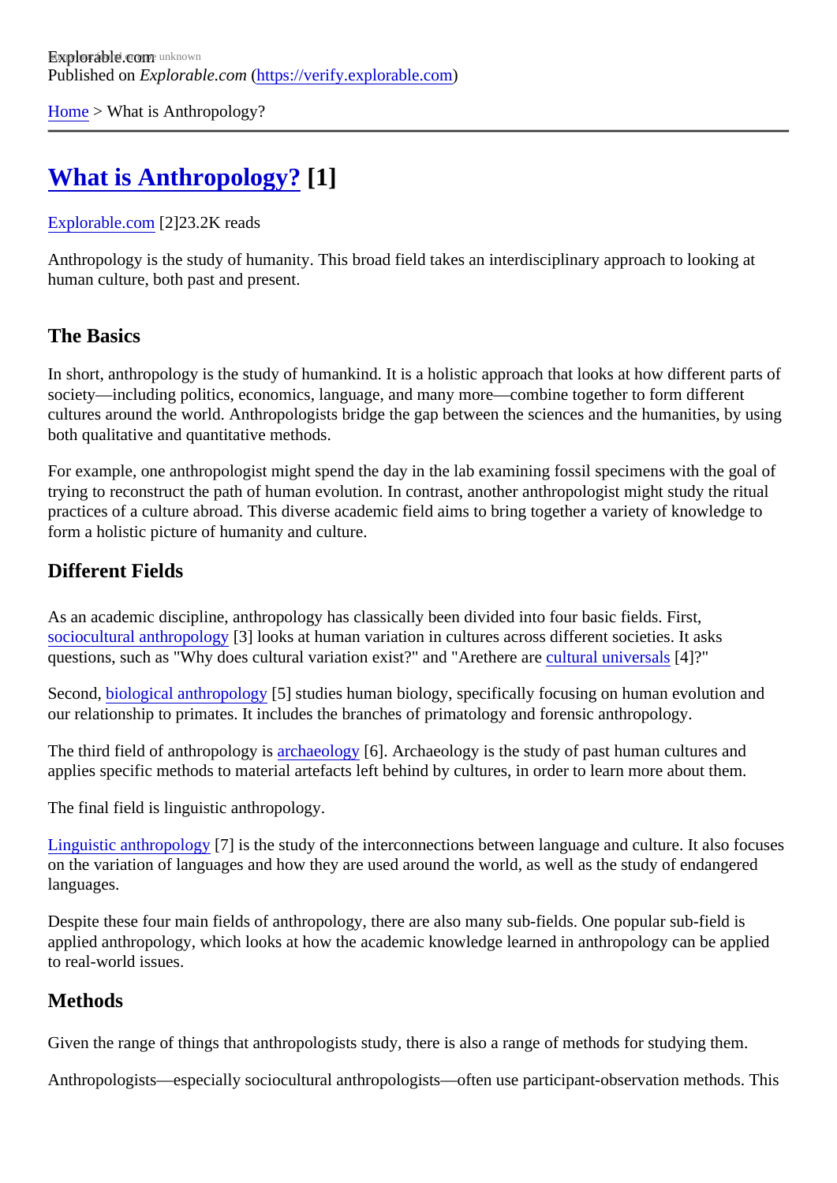Explorable.com
Published on *Explorable.com* (https://verify.explorable.com)

Home > What is Anthropology?

# What is Anthropology? [1]

Explorable.com [2]23.2K reads

Anthropology is the study of humanity. This broad field takes an interdisciplinary approach to looking at human culture, both past and present.

## The Basics

In short, anthropology is the study of humankind. It is a holistic approach that looks at how different parts of society—including politics, economics, language, and many more—combine together to form different cultures around the world. Anthropologists bridge the gap between the sciences and the humanities, by using both qualitative and quantitative methods.

For example, one anthropologist might spend the day in the lab examining fossil specimens with the goal of trying to reconstruct the path of human evolution. In contrast, another anthropologist might study the ritual practices of a culture abroad. This diverse academic field aims to bring together a variety of knowledge to form a holistic picture of humanity and culture.

## Different Fields

As an academic discipline, anthropology has classically been divided into four basic fields. First, sociocultural anthropology [3] looks at human variation in cultures across different societies. It asks questions, such as "Why does cultural variation exist?" and "Arethere are cultural universals [4]?"

Second, biological anthropology [5] studies human biology, specifically focusing on human evolution and our relationship to primates. It includes the branches of primatology and forensic anthropology.

The third field of anthropology is archaeology [6]. Archaeology is the study of past human cultures and applies specific methods to material artefacts left behind by cultures, in order to learn more about them.

The final field is linguistic anthropology.

Linguistic anthropology [7] is the study of the interconnections between language and culture. It also focuses on the variation of languages and how they are used around the world, as well as the study of endangered languages.

Despite these four main fields of anthropology, there are also many sub-fields. One popular sub-field is applied anthropology, which looks at how the academic knowledge learned in anthropology can be applied to real-world issues.

## Methods

Given the range of things that anthropologists study, there is also a range of methods for studying them.

Anthropologists—especially sociocultural anthropologists—often use participant-observation methods. This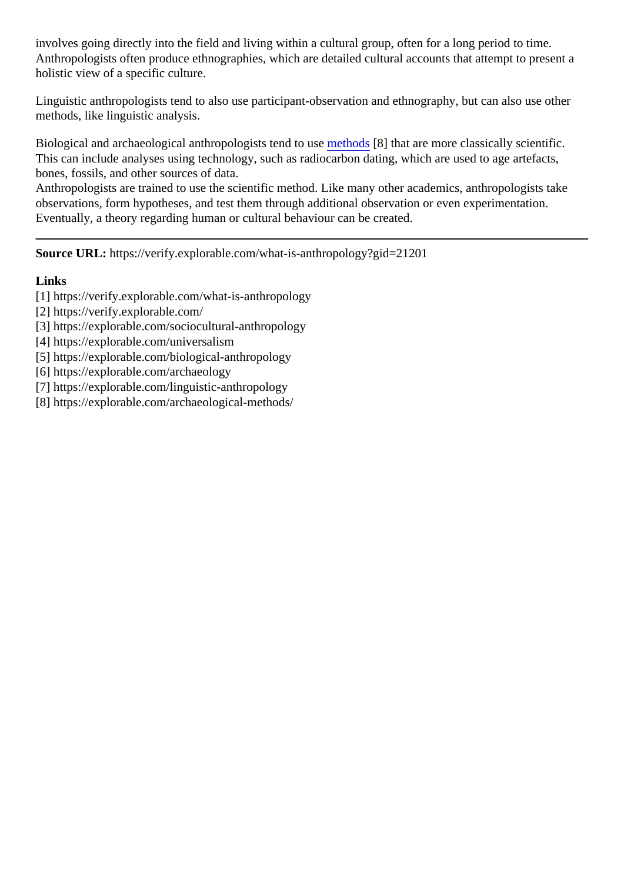involves going directly into the field and living within a cultural group, often for a long period to time. Anthropologists often produce ethnographies, which are detailed cultural accounts that attempt to present a holistic view of a specific culture.

Linguistic anthropologists tend to also use participant-observation and ethnography, but can also use other methods, like linguistic analysis.

Biological and archaeological anthropologists tend to use methods [8] that are more classically scientific. This can include analyses using technology, such as radiocarbon dating, which are used to age artefacts, bones, fossils, and other sources of data.
Anthropologists are trained to use the scientific method. Like many other academics, anthropologists take observations, form hypotheses, and test them through additional observation or even experimentation. Eventually, a theory regarding human or cultural behaviour can be created.

---

**Source URL:** https://verify.explorable.com/what-is-anthropology?gid=21201

**Links**
[1] https://verify.explorable.com/what-is-anthropology
[2] https://verify.explorable.com/
[3] https://explorable.com/sociocultural-anthropology
[4] https://explorable.com/universalism
[5] https://explorable.com/biological-anthropology
[6] https://explorable.com/archaeology
[7] https://explorable.com/linguistic-anthropology
[8] https://explorable.com/archaeological-methods/